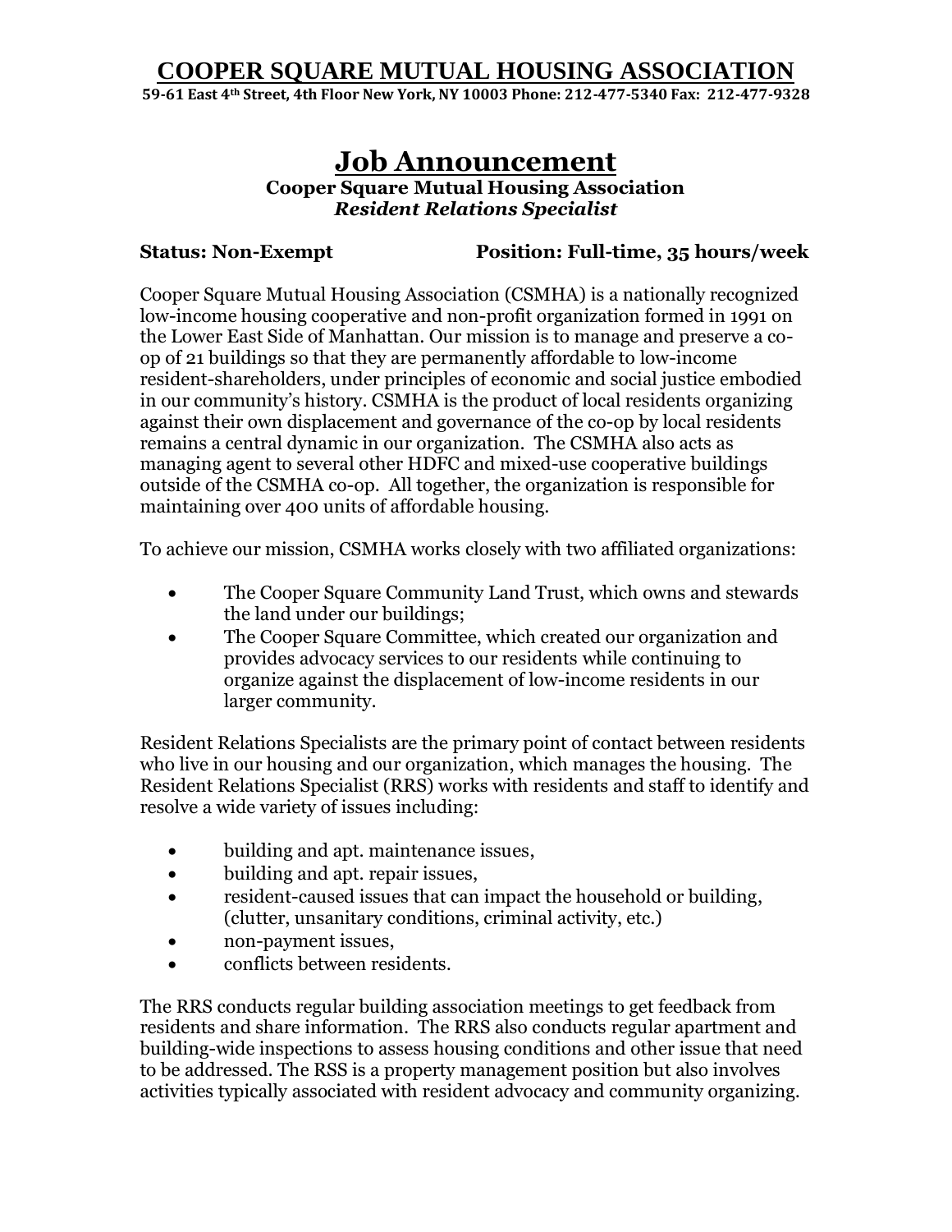# COOPER SQUARE MUTUAL HOUSING ASSOCIATION

**59-61 East 4th Street, 4th Floor New York, NY 10003 Phone: 212-477-5340 Fax: 212-477-9328**

# Job Announcement

**Cooper Square Mutual Housing Association**
***Resident Relations Specialist***

**Status: Non-Exempt** **Position: Full-time, 35 hours/week**

Cooper Square Mutual Housing Association (CSMHA) is a nationally recognized low-income housing cooperative and non-profit organization formed in 1991 on the Lower East Side of Manhattan. Our mission is to manage and preserve a co-op of 21 buildings so that they are permanently affordable to low-income resident-shareholders, under principles of economic and social justice embodied in our community's history. CSMHA is the product of local residents organizing against their own displacement and governance of the co-op by local residents remains a central dynamic in our organization. The CSMHA also acts as managing agent to several other HDFC and mixed-use cooperative buildings outside of the CSMHA co-op. All together, the organization is responsible for maintaining over 400 units of affordable housing.

To achieve our mission, CSMHA works closely with two affiliated organizations:

- The Cooper Square Community Land Trust, which owns and stewards the land under our buildings;
- The Cooper Square Committee, which created our organization and provides advocacy services to our residents while continuing to organize against the displacement of low-income residents in our larger community.

Resident Relations Specialists are the primary point of contact between residents who live in our housing and our organization, which manages the housing. The Resident Relations Specialist (RRS) works with residents and staff to identify and resolve a wide variety of issues including:

- building and apt. maintenance issues,
- building and apt. repair issues,
- resident-caused issues that can impact the household or building, (clutter, unsanitary conditions, criminal activity, etc.)
- non-payment issues,
- conflicts between residents.

The RRS conducts regular building association meetings to get feedback from residents and share information. The RRS also conducts regular apartment and building-wide inspections to assess housing conditions and other issue that need to be addressed. The RSS is a property management position but also involves activities typically associated with resident advocacy and community organizing.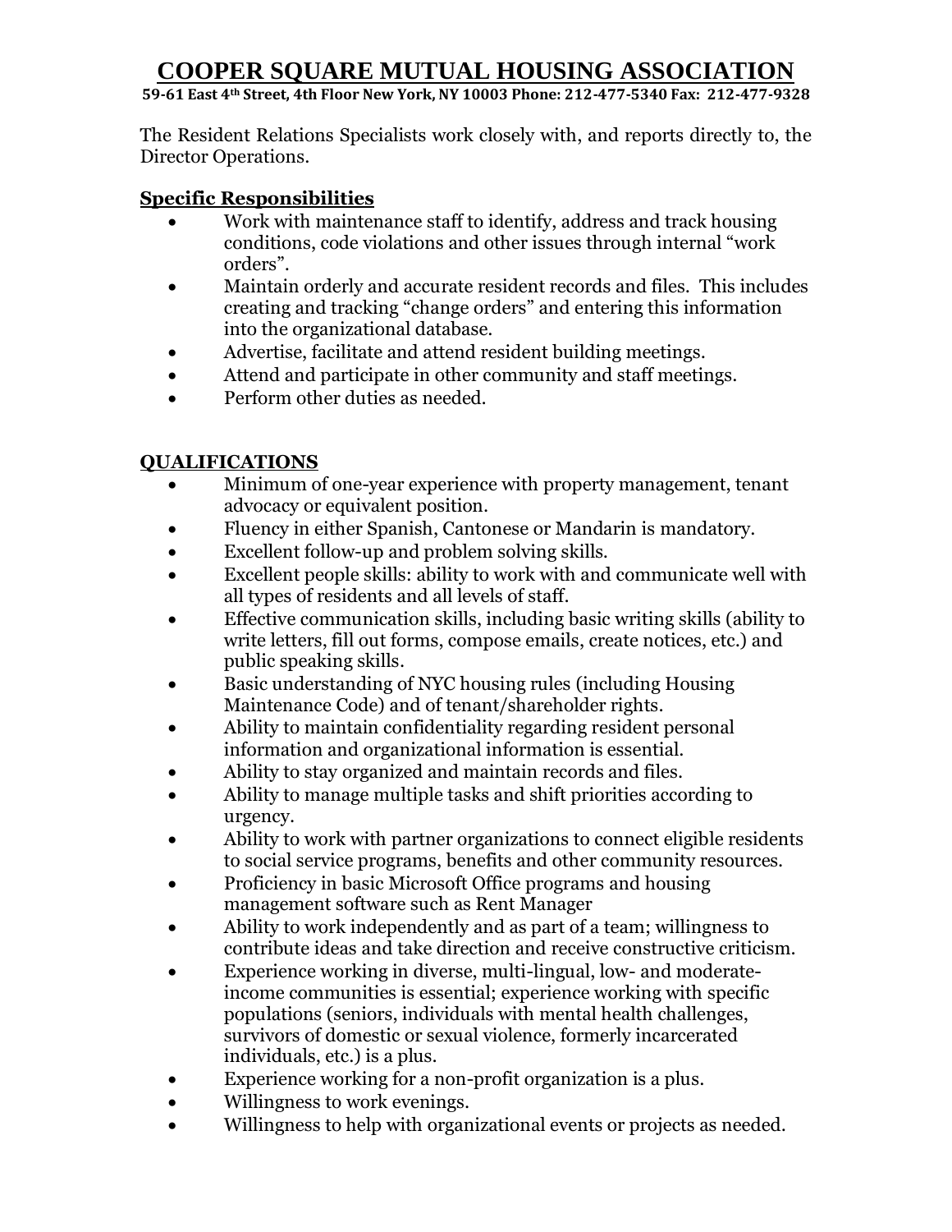# COOPER SQUARE MUTUAL HOUSING ASSOCIATION

**59-61 East 4th Street, 4th Floor New York, NY 10003 Phone: 212-477-5340 Fax: 212-477-9328**

The Resident Relations Specialists work closely with, and reports directly to, the Director Operations.

## Specific Responsibilities

- Work with maintenance staff to identify, address and track housing conditions, code violations and other issues through internal "work orders".
- Maintain orderly and accurate resident records and files. This includes creating and tracking "change orders" and entering this information into the organizational database.
- Advertise, facilitate and attend resident building meetings.
- Attend and participate in other community and staff meetings.
- Perform other duties as needed.

## QUALIFICATIONS

- Minimum of one-year experience with property management, tenant advocacy or equivalent position.
- Fluency in either Spanish, Cantonese or Mandarin is mandatory.
- Excellent follow-up and problem solving skills.
- Excellent people skills: ability to work with and communicate well with all types of residents and all levels of staff.
- Effective communication skills, including basic writing skills (ability to write letters, fill out forms, compose emails, create notices, etc.) and public speaking skills.
- Basic understanding of NYC housing rules (including Housing Maintenance Code) and of tenant/shareholder rights.
- Ability to maintain confidentiality regarding resident personal information and organizational information is essential.
- Ability to stay organized and maintain records and files.
- Ability to manage multiple tasks and shift priorities according to urgency.
- Ability to work with partner organizations to connect eligible residents to social service programs, benefits and other community resources.
- Proficiency in basic Microsoft Office programs and housing management software such as Rent Manager
- Ability to work independently and as part of a team; willingness to contribute ideas and take direction and receive constructive criticism.
- Experience working in diverse, multi-lingual, low- and moderate-income communities is essential; experience working with specific populations (seniors, individuals with mental health challenges, survivors of domestic or sexual violence, formerly incarcerated individuals, etc.) is a plus.
- Experience working for a non-profit organization is a plus.
- Willingness to work evenings.
- Willingness to help with organizational events or projects as needed.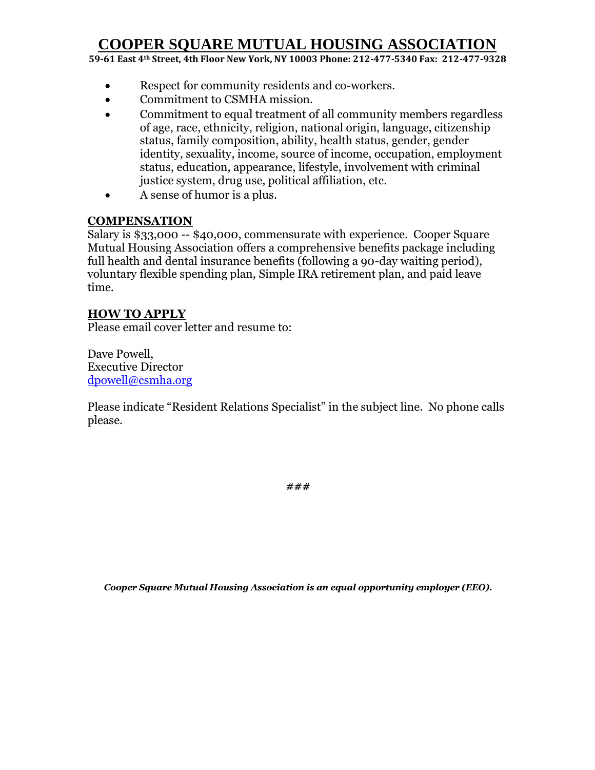- Respect for community residents and co-workers.
- Commitment to CSMHA mission.
- Commitment to equal treatment of all community members regardless of age, race, ethnicity, religion, national origin, language, citizenship status, family composition, ability, health status, gender, gender identity, sexuality, income, source of income, occupation, employment status, education, appearance, lifestyle, involvement with criminal justice system, drug use, political affiliation, etc.
- A sense of humor is a plus.

**COMPENSATION**

Salary is $33,000 -- $40,000, commensurate with experience. Cooper Square Mutual Housing Association offers a comprehensive benefits package including full health and dental insurance benefits (following a 90-day waiting period), voluntary flexible spending plan, Simple IRA retirement plan, and paid leave time.

**HOW TO APPLY**

Please email cover letter and resume to:

Dave Powell,
Executive Director
dpowell@csmha.org

Please indicate "Resident Relations Specialist" in the subject line. No phone calls please.

***###***

***Cooper Square Mutual Housing Association is an equal opportunity employer (EEO).***